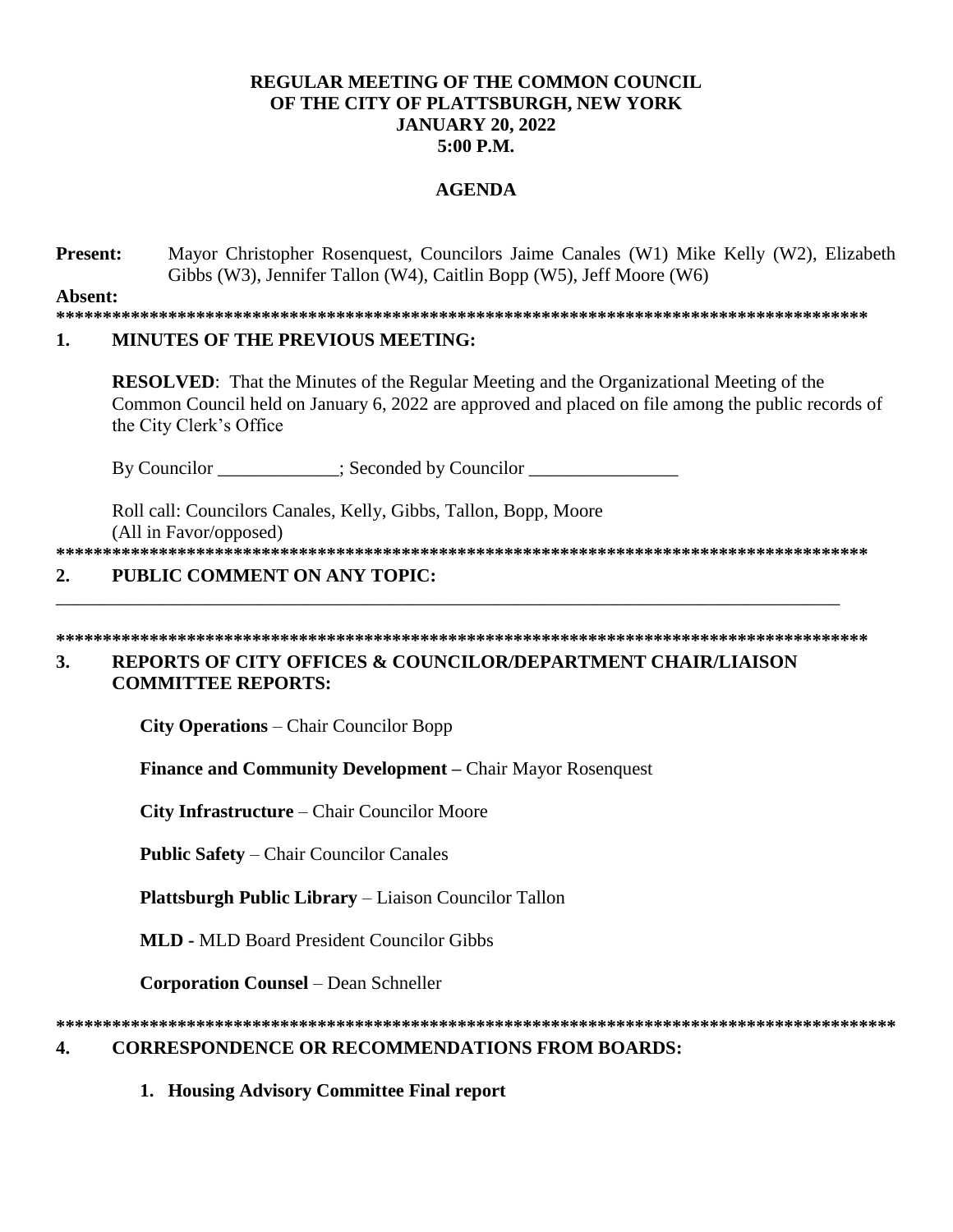**REGULAR MEETING OF THE COMMON COUNCIL**
**OF THE CITY OF PLATTSBURGH, NEW YORK**
**JANUARY 20, 2022**
**5:00 P.M.**

**AGENDA**

**Present:** Mayor Christopher Rosenquest, Councilors Jaime Canales (W1) Mike Kelly (W2), Elizabeth Gibbs (W3), Jennifer Tallon (W4), Caitlin Bopp (W5), Jeff Moore (W6)

**Absent:**

*****************************************************************************************

## 1. MINUTES OF THE PREVIOUS MEETING:

**RESOLVED**: That the Minutes of the Regular Meeting and the Organizational Meeting of the Common Council held on January 6, 2022 are approved and placed on file among the public records of the City Clerk's Office

By Councilor _____________; Seconded by Councilor ________________

Roll call: Councilors Canales, Kelly, Gibbs, Tallon, Bopp, Moore
(All in Favor/opposed)

*****************************************************************************************

## 2. PUBLIC COMMENT ON ANY TOPIC:

_____________________________________________________________________________________

*****************************************************************************************

## 3. REPORTS OF CITY OFFICES & COUNCILOR/DEPARTMENT CHAIR/LIAISON COMMITTEE REPORTS:

**City Operations** – Chair Councilor Bopp

**Finance and Community Development –** Chair Mayor Rosenquest

**City Infrastructure** – Chair Councilor Moore

**Public Safety** – Chair Councilor Canales

**Plattsburgh Public Library** – Liaison Councilor Tallon

**MLD -** MLD Board President Councilor Gibbs

**Corporation Counsel** – Dean Schneller

*****************************************************************************************

## 4. CORRESPONDENCE OR RECOMMENDATIONS FROM BOARDS:

1. **Housing Advisory Committee Final report**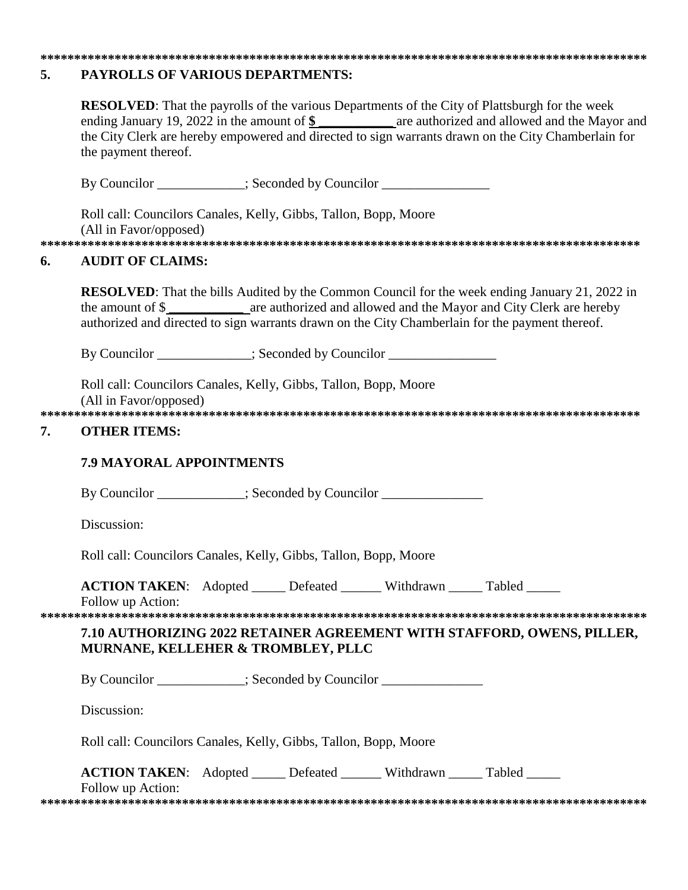\*\*\*\*\*\*\*\*\*\*\*\*\*\*\*\*\*\*\*\*\*\*\*\*\*\*\*\*\*\*\*\*\*\*\*\*\*\*\*\*\*\*\*\*\*\*\*\*\*\*\*\*\*\*\*\*\*\*\*\*\*\*\*\*\*\*\*\*\*\*\*\*\*\*\*\*\*\*\*\*\*\*\*\*\*\*\*\*\*\*\*\*\*

## 5. PAYROLLS OF VARIOUS DEPARTMENTS:

**RESOLVED**: That the payrolls of the various Departments of the City of Plattsburgh for the week ending January 19, 2022 in the amount of **$ \_\_\_\_\_\_\_\_\_\_\_** are authorized and allowed and the Mayor and the City Clerk are hereby empowered and directed to sign warrants drawn on the City Chamberlain for the payment thereof.

By Councilor \_\_\_\_\_\_\_\_\_\_\_\_\_; Seconded by Councilor \_\_\_\_\_\_\_\_\_\_\_\_\_\_\_\_

Roll call: Councilors Canales, Kelly, Gibbs, Tallon, Bopp, Moore
(All in Favor/opposed)

\*\*\*\*\*\*\*\*\*\*\*\*\*\*\*\*\*\*\*\*\*\*\*\*\*\*\*\*\*\*\*\*\*\*\*\*\*\*\*\*\*\*\*\*\*\*\*\*\*\*\*\*\*\*\*\*\*\*\*\*\*\*\*\*\*\*\*\*\*\*\*\*\*\*\*\*\*\*\*\*\*\*\*\*\*\*\*\*\*\*\*\*\*

## 6. AUDIT OF CLAIMS:

**RESOLVED**: That the bills Audited by the Common Council for the week ending January 21, 2022 in the amount of $ **\_\_\_\_\_\_\_\_\_\_\_** are authorized and allowed and the Mayor and City Clerk are hereby authorized and directed to sign warrants drawn on the City Chamberlain for the payment thereof.

By Councilor \_\_\_\_\_\_\_\_\_\_\_\_\_\_; Seconded by Councilor \_\_\_\_\_\_\_\_\_\_\_\_\_\_\_\_

Roll call: Councilors Canales, Kelly, Gibbs, Tallon, Bopp, Moore
(All in Favor/opposed)

\*\*\*\*\*\*\*\*\*\*\*\*\*\*\*\*\*\*\*\*\*\*\*\*\*\*\*\*\*\*\*\*\*\*\*\*\*\*\*\*\*\*\*\*\*\*\*\*\*\*\*\*\*\*\*\*\*\*\*\*\*\*\*\*\*\*\*\*\*\*\*\*\*\*\*\*\*\*\*\*\*\*\*\*\*\*\*\*\*\*\*\*\*

## 7. OTHER ITEMS:

### 7.9 MAYORAL APPOINTMENTS

By Councilor \_\_\_\_\_\_\_\_\_\_\_\_\_; Seconded by Councilor \_\_\_\_\_\_\_\_\_\_\_\_\_\_\_

Discussion:

Roll call: Councilors Canales, Kelly, Gibbs, Tallon, Bopp, Moore

**ACTION TAKEN**: Adopted \_\_\_\_\_ Defeated \_\_\_\_\_\_ Withdrawn \_\_\_\_\_ Tabled \_\_\_\_\_
Follow up Action:

\*\*\*\*\*\*\*\*\*\*\*\*\*\*\*\*\*\*\*\*\*\*\*\*\*\*\*\*\*\*\*\*\*\*\*\*\*\*\*\*\*\*\*\*\*\*\*\*\*\*\*\*\*\*\*\*\*\*\*\*\*\*\*\*\*\*\*\*\*\*\*\*\*\*\*\*\*\*\*\*\*\*\*\*\*\*\*\*\*\*\*\*\*

### 7.10 AUTHORIZING 2022 RETAINER AGREEMENT WITH STAFFORD, OWENS, PILLER, MURNANE, KELLEHER & TROMBLEY, PLLC

By Councilor \_\_\_\_\_\_\_\_\_\_\_\_\_; Seconded by Councilor \_\_\_\_\_\_\_\_\_\_\_\_\_\_\_

Discussion:

Roll call: Councilors Canales, Kelly, Gibbs, Tallon, Bopp, Moore

**ACTION TAKEN**: Adopted \_\_\_\_\_ Defeated \_\_\_\_\_\_ Withdrawn \_\_\_\_\_ Tabled \_\_\_\_\_
Follow up Action:

\*\*\*\*\*\*\*\*\*\*\*\*\*\*\*\*\*\*\*\*\*\*\*\*\*\*\*\*\*\*\*\*\*\*\*\*\*\*\*\*\*\*\*\*\*\*\*\*\*\*\*\*\*\*\*\*\*\*\*\*\*\*\*\*\*\*\*\*\*\*\*\*\*\*\*\*\*\*\*\*\*\*\*\*\*\*\*\*\*\*\*\*\*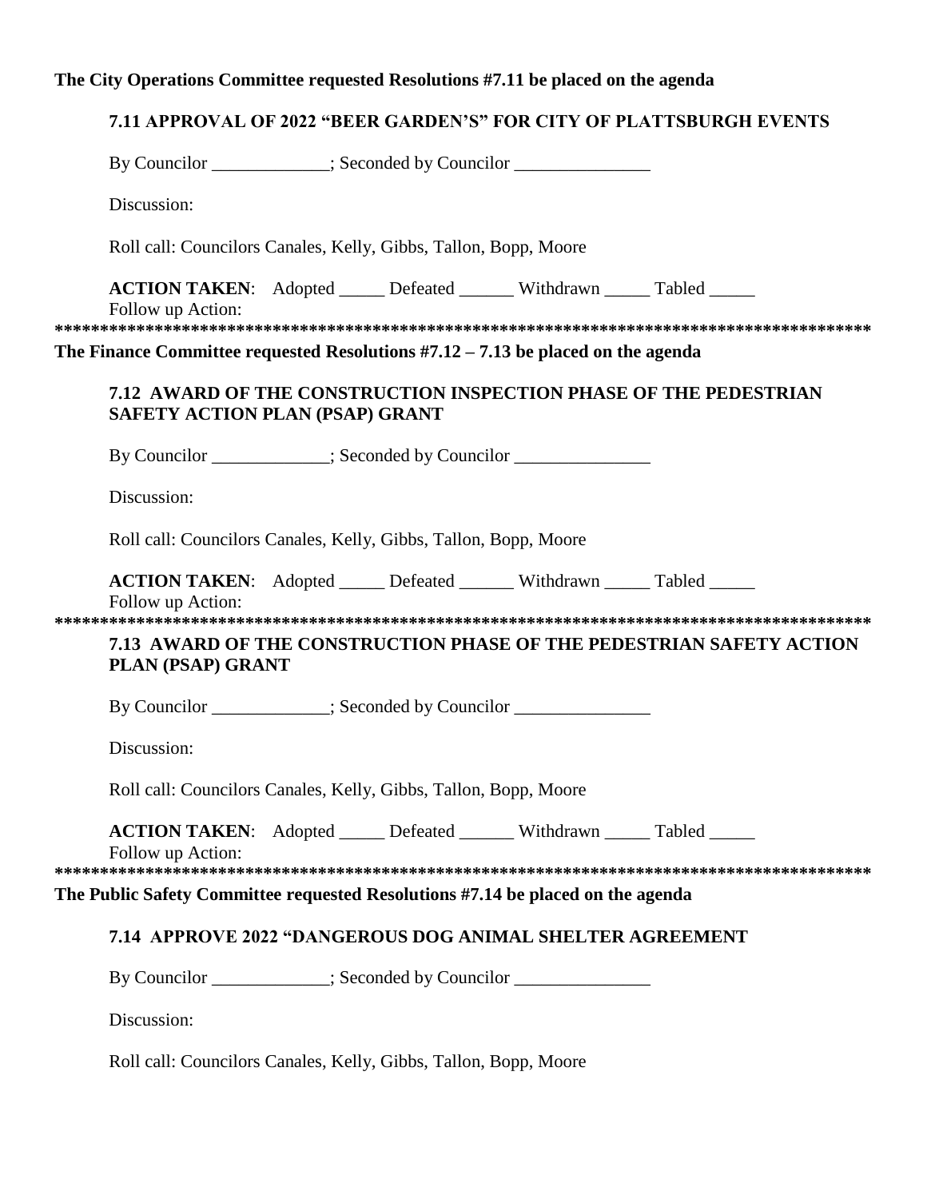**The City Operations Committee requested Resolutions #7.11 be placed on the agenda**

### 7.11 APPROVAL OF 2022 "BEER GARDEN'S" FOR CITY OF PLATTSBURGH EVENTS

By Councilor _____________; Seconded by Councilor _______________

Discussion:

Roll call: Councilors Canales, Kelly, Gibbs, Tallon, Bopp, Moore

**ACTION TAKEN**: Adopted _____ Defeated ______ Withdrawn _____ Tabled _____
Follow up Action:

*******************************************************************************************

**The Finance Committee requested Resolutions #7.12 – 7.13 be placed on the agenda**

### 7.12 AWARD OF THE CONSTRUCTION INSPECTION PHASE OF THE PEDESTRIAN SAFETY ACTION PLAN (PSAP) GRANT

By Councilor _____________; Seconded by Councilor _______________

Discussion:

Roll call: Councilors Canales, Kelly, Gibbs, Tallon, Bopp, Moore

**ACTION TAKEN**: Adopted _____ Defeated ______ Withdrawn _____ Tabled _____
Follow up Action:

*******************************************************************************************

### 7.13 AWARD OF THE CONSTRUCTION PHASE OF THE PEDESTRIAN SAFETY ACTION PLAN (PSAP) GRANT

By Councilor _____________; Seconded by Councilor _______________

Discussion:

Roll call: Councilors Canales, Kelly, Gibbs, Tallon, Bopp, Moore

**ACTION TAKEN**: Adopted _____ Defeated ______ Withdrawn _____ Tabled _____
Follow up Action:

*******************************************************************************************

**The Public Safety Committee requested Resolutions #7.14 be placed on the agenda**

### 7.14 APPROVE 2022 "DANGEROUS DOG ANIMAL SHELTER AGREEMENT

By Councilor _____________; Seconded by Councilor _______________

Discussion:

Roll call: Councilors Canales, Kelly, Gibbs, Tallon, Bopp, Moore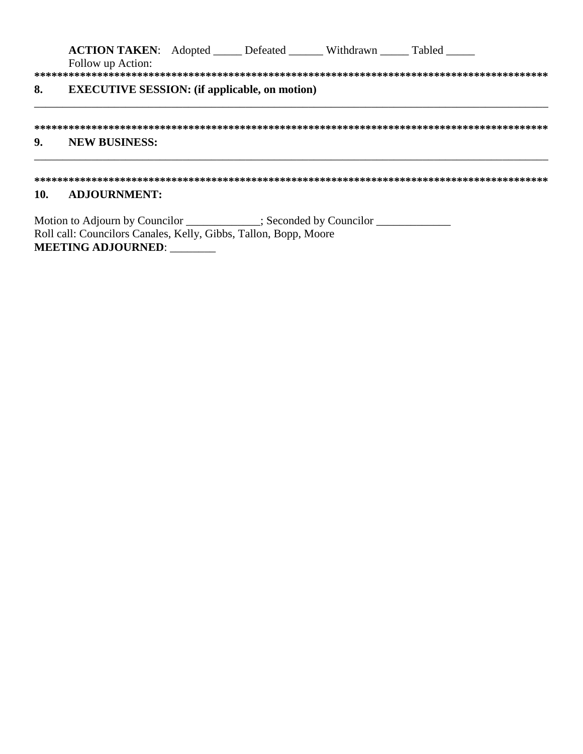**ACTION TAKEN**: Adopted _____ Defeated ______ Withdrawn _____ Tabled _____
Follow up Action:

*******************************************************************************************

## 8. EXECUTIVE SESSION: (if applicable, on motion)

_______________________________________________________________________________________

*******************************************************************************************

## 9. NEW BUSINESS:

_______________________________________________________________________________________

*******************************************************************************************

## 10. ADJOURNMENT:

Motion to Adjourn by Councilor _____________; Seconded by Councilor _____________
Roll call: Councilors Canales, Kelly, Gibbs, Tallon, Bopp, Moore
**MEETING ADJOURNED**: ________